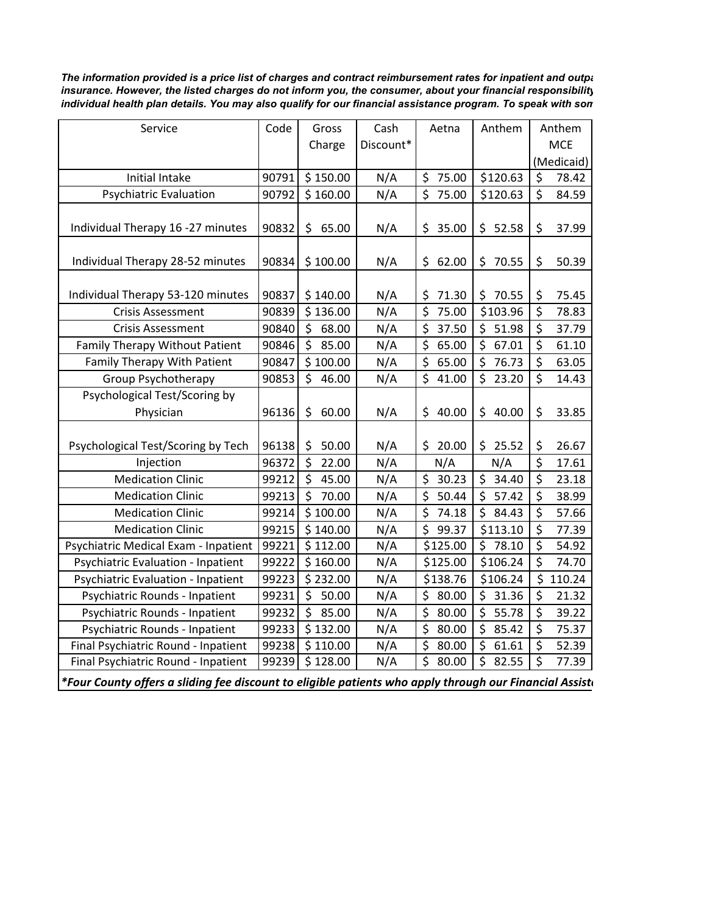***The information provided is a price list of charges and contract reimbursement rates for inpatient and outpa insurance. However, the listed charges do not inform you, the consumer, about your financial responsibility individual health plan details. You may also qualify for our financial assistance program. To speak with son***

| Service | Code | Gross Charge | Cash Discount* | Aetna | Anthem | Anthem MCE (Medicaid) |
|---|---|---|---|---|---|---|
| Initial Intake | 90791 | $ 150.00 | N/A | $ 75.00 | $120.63 | $ 78.42 |
| Psychiatric Evaluation | 90792 | $ 160.00 | N/A | $ 75.00 | $120.63 | $ 84.59 |
| Individual Therapy 16 -27 minutes | 90832 | $ 65.00 | N/A | $ 35.00 | $ 52.58 | $ 37.99 |
| Individual Therapy 28-52 minutes | 90834 | $ 100.00 | N/A | $ 62.00 | $ 70.55 | $ 50.39 |
| Individual Therapy 53-120 minutes | 90837 | $ 140.00 | N/A | $ 71.30 | $ 70.55 | $ 75.45 |
| Crisis Assessment | 90839 | $ 136.00 | N/A | $ 75.00 | $103.96 | $ 78.83 |
| Crisis Assessment | 90840 | $ 68.00 | N/A | $ 37.50 | $ 51.98 | $ 37.79 |
| Family Therapy Without Patient | 90846 | $ 85.00 | N/A | $ 65.00 | $ 67.01 | $ 61.10 |
| Family Therapy With Patient | 90847 | $ 100.00 | N/A | $ 65.00 | $ 76.73 | $ 63.05 |
| Group Psychotherapy | 90853 | $ 46.00 | N/A | $ 41.00 | $ 23.20 | $ 14.43 |
| Psychological Test/Scoring by Physician | 96136 | $ 60.00 | N/A | $ 40.00 | $ 40.00 | $ 33.85 |
| Psychological Test/Scoring by Tech | 96138 | $ 50.00 | N/A | $ 20.00 | $ 25.52 | $ 26.67 |
| Injection | 96372 | $ 22.00 | N/A | N/A | N/A | $ 17.61 |
| Medication Clinic | 99212 | $ 45.00 | N/A | $ 30.23 | $ 34.40 | $ 23.18 |
| Medication Clinic | 99213 | $ 70.00 | N/A | $ 50.44 | $ 57.42 | $ 38.99 |
| Medication Clinic | 99214 | $ 100.00 | N/A | $ 74.18 | $ 84.43 | $ 57.66 |
| Medication Clinic | 99215 | $ 140.00 | N/A | $ 99.37 | $113.10 | $ 77.39 |
| Psychiatric Medical Exam - Inpatient | 99221 | $ 112.00 | N/A | $125.00 | $ 78.10 | $ 54.92 |
| Psychiatric Evaluation - Inpatient | 99222 | $ 160.00 | N/A | $125.00 | $106.24 | $ 74.70 |
| Psychiatric Evaluation - Inpatient | 99223 | $ 232.00 | N/A | $138.76 | $106.24 | $ 110.24 |
| Psychiatric Rounds - Inpatient | 99231 | $ 50.00 | N/A | $ 80.00 | $ 31.36 | $ 21.32 |
| Psychiatric Rounds - Inpatient | 99232 | $ 85.00 | N/A | $ 80.00 | $ 55.78 | $ 39.22 |
| Psychiatric Rounds - Inpatient | 99233 | $ 132.00 | N/A | $ 80.00 | $ 85.42 | $ 75.37 |
| Final Psychiatric Round - Inpatient | 99238 | $ 110.00 | N/A | $ 80.00 | $ 61.61 | $ 52.39 |
| Final Psychiatric Round - Inpatient | 99239 | $ 128.00 | N/A | $ 80.00 | $ 82.55 | $ 77.39 |

***Four County offers a sliding fee discount to eligible patients who apply through our Financial Assist***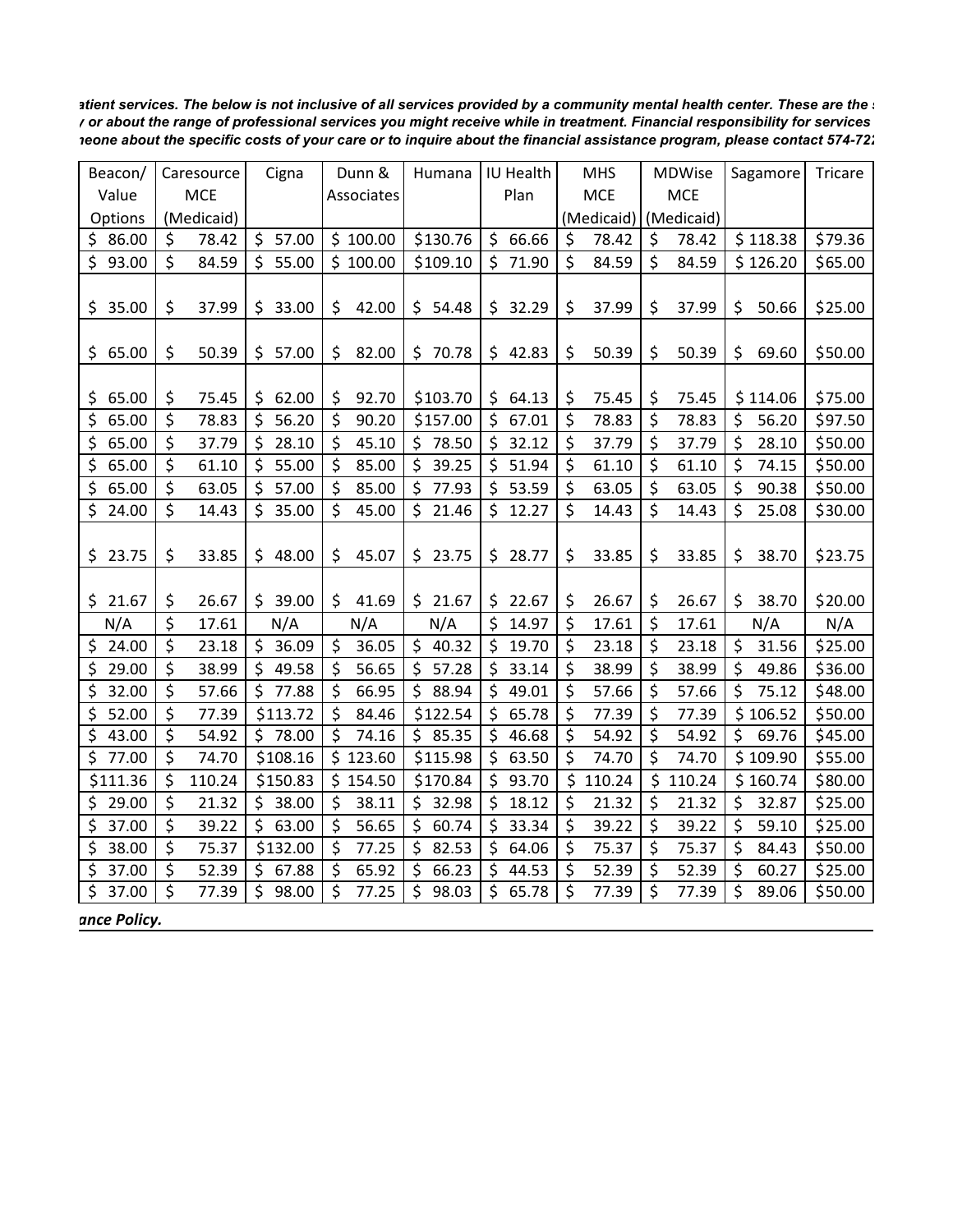*atient services. The below is not inclusive of all services provided by a community mental health center. These are the*
*or about the range of professional services you might receive while in treatment. Financial responsibility for services*
*neone about the specific costs of your care or to inquire about the financial assistance program, please contact 574-72*

| Beacon/ Value Options | Caresource MCE (Medicaid) | Cigna | Dunn & Associates | Humana | IU Health Plan | MHS MCE (Medicaid) | MDWise MCE (Medicaid) | Sagamore | Tricare |
|---|---|---|---|---|---|---|---|---|---|
| $ 86.00 | $ 78.42 | $ 57.00 | $ 100.00 | $130.76 | $ 66.66 | $ 78.42 | $ 78.42 | $ 118.38 | $79.36 |
| $ 93.00 | $ 84.59 | $ 55.00 | $ 100.00 | $109.10 | $ 71.90 | $ 84.59 | $ 84.59 | $ 126.20 | $65.00 |
| $ 35.00 | $ 37.99 | $ 33.00 | $ 42.00 | $ 54.48 | $ 32.29 | $ 37.99 | $ 37.99 | $ 50.66 | $25.00 |
| $ 65.00 | $ 50.39 | $ 57.00 | $ 82.00 | $ 70.78 | $ 42.83 | $ 50.39 | $ 50.39 | $ 69.60 | $50.00 |
| $ 65.00 | $ 75.45 | $ 62.00 | $ 92.70 | $103.70 | $ 64.13 | $ 75.45 | $ 75.45 | $ 114.06 | $75.00 |
| $ 65.00 | $ 78.83 | $ 56.20 | $ 90.20 | $157.00 | $ 67.01 | $ 78.83 | $ 78.83 | $ 56.20 | $97.50 |
| $ 65.00 | $ 37.79 | $ 28.10 | $ 45.10 | $ 78.50 | $ 32.12 | $ 37.79 | $ 37.79 | $ 28.10 | $50.00 |
| $ 65.00 | $ 61.10 | $ 55.00 | $ 85.00 | $ 39.25 | $ 51.94 | $ 61.10 | $ 61.10 | $ 74.15 | $50.00 |
| $ 65.00 | $ 63.05 | $ 57.00 | $ 85.00 | $ 77.93 | $ 53.59 | $ 63.05 | $ 63.05 | $ 90.38 | $50.00 |
| $ 24.00 | $ 14.43 | $ 35.00 | $ 45.00 | $ 21.46 | $ 12.27 | $ 14.43 | $ 14.43 | $ 25.08 | $30.00 |
| $ 23.75 | $ 33.85 | $ 48.00 | $ 45.07 | $ 23.75 | $ 28.77 | $ 33.85 | $ 33.85 | $ 38.70 | $23.75 |
| $ 21.67 | $ 26.67 | $ 39.00 | $ 41.69 | $ 21.67 | $ 22.67 | $ 26.67 | $ 26.67 | $ 38.70 | $20.00 |
| N/A | $ 17.61 | N/A | N/A | N/A | $ 14.97 | $ 17.61 | $ 17.61 | N/A | N/A |
| $ 24.00 | $ 23.18 | $ 36.09 | $ 36.05 | $ 40.32 | $ 19.70 | $ 23.18 | $ 23.18 | $ 31.56 | $25.00 |
| $ 29.00 | $ 38.99 | $ 49.58 | $ 56.65 | $ 57.28 | $ 33.14 | $ 38.99 | $ 38.99 | $ 49.86 | $36.00 |
| $ 32.00 | $ 57.66 | $ 77.88 | $ 66.95 | $ 88.94 | $ 49.01 | $ 57.66 | $ 57.66 | $ 75.12 | $48.00 |
| $ 52.00 | $ 77.39 | $113.72 | $ 84.46 | $122.54 | $ 65.78 | $ 77.39 | $ 77.39 | $ 106.52 | $50.00 |
| $ 43.00 | $ 54.92 | $ 78.00 | $ 74.16 | $ 85.35 | $ 46.68 | $ 54.92 | $ 54.92 | $ 69.76 | $45.00 |
| $ 77.00 | $ 74.70 | $108.16 | $ 123.60 | $115.98 | $ 63.50 | $ 74.70 | $ 74.70 | $ 109.90 | $55.00 |
| $111.36 | $ 110.24 | $150.83 | $ 154.50 | $170.84 | $ 93.70 | $ 110.24 | $ 110.24 | $ 160.74 | $80.00 |
| $ 29.00 | $ 21.32 | $ 38.00 | $ 38.11 | $ 32.98 | $ 18.12 | $ 21.32 | $ 21.32 | $ 32.87 | $25.00 |
| $ 37.00 | $ 39.22 | $ 63.00 | $ 56.65 | $ 60.74 | $ 33.34 | $ 39.22 | $ 39.22 | $ 59.10 | $25.00 |
| $ 38.00 | $ 75.37 | $132.00 | $ 77.25 | $ 82.53 | $ 64.06 | $ 75.37 | $ 75.37 | $ 84.43 | $50.00 |
| $ 37.00 | $ 52.39 | $ 67.88 | $ 65.92 | $ 66.23 | $ 44.53 | $ 52.39 | $ 52.39 | $ 60.27 | $25.00 |
| $ 37.00 | $ 77.39 | $ 98.00 | $ 77.25 | $ 98.03 | $ 65.78 | $ 77.39 | $ 77.39 | $ 89.06 | $50.00 |

***ance Policy.***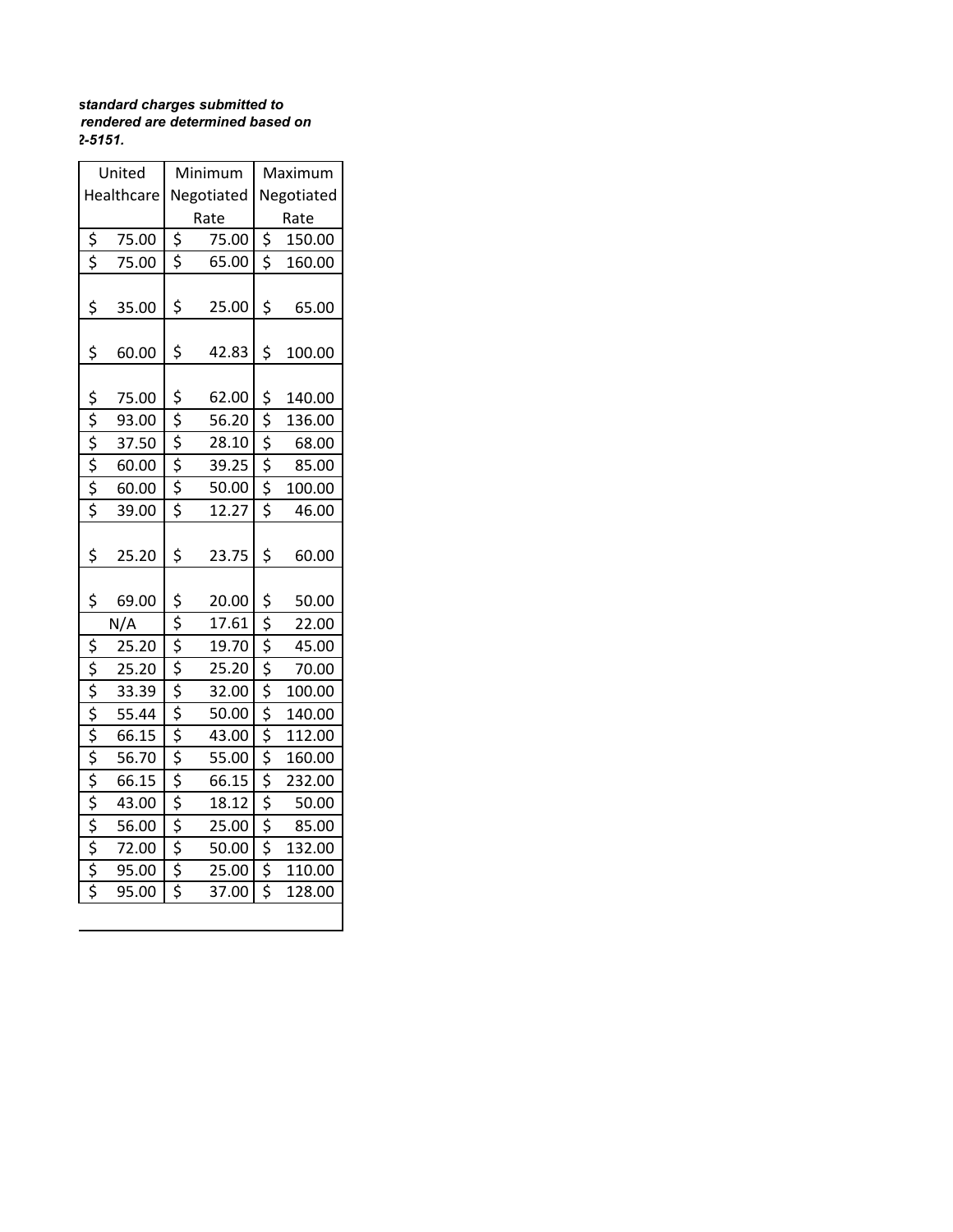*standard charges submitted to*
*rendered are determined based on*
*2-5151.*

| United Healthcare | Minimum Negotiated Rate | Maximum Negotiated Rate |
|---|---|---|
| $ 75.00 | $ 75.00 | $ 150.00 |
| $ 75.00 | $ 65.00 | $ 160.00 |
| $ 35.00 | $ 25.00 | $ 65.00 |
| $ 60.00 | $ 42.83 | $ 100.00 |
| $ 75.00 | $ 62.00 | $ 140.00 |
| $ 93.00 | $ 56.20 | $ 136.00 |
| $ 37.50 | $ 28.10 | $ 68.00 |
| $ 60.00 | $ 39.25 | $ 85.00 |
| $ 60.00 | $ 50.00 | $ 100.00 |
| $ 39.00 | $ 12.27 | $ 46.00 |
| $ 25.20 | $ 23.75 | $ 60.00 |
| $ 69.00 | $ 20.00 | $ 50.00 |
| N/A | $ 17.61 | $ 22.00 |
| $ 25.20 | $ 19.70 | $ 45.00 |
| $ 25.20 | $ 25.20 | $ 70.00 |
| $ 33.39 | $ 32.00 | $ 100.00 |
| $ 55.44 | $ 50.00 | $ 140.00 |
| $ 66.15 | $ 43.00 | $ 112.00 |
| $ 56.70 | $ 55.00 | $ 160.00 |
| $ 66.15 | $ 66.15 | $ 232.00 |
| $ 43.00 | $ 18.12 | $ 50.00 |
| $ 56.00 | $ 25.00 | $ 85.00 |
| $ 72.00 | $ 50.00 | $ 132.00 |
| $ 95.00 | $ 25.00 | $ 110.00 |
| $ 95.00 | $ 37.00 | $ 128.00 |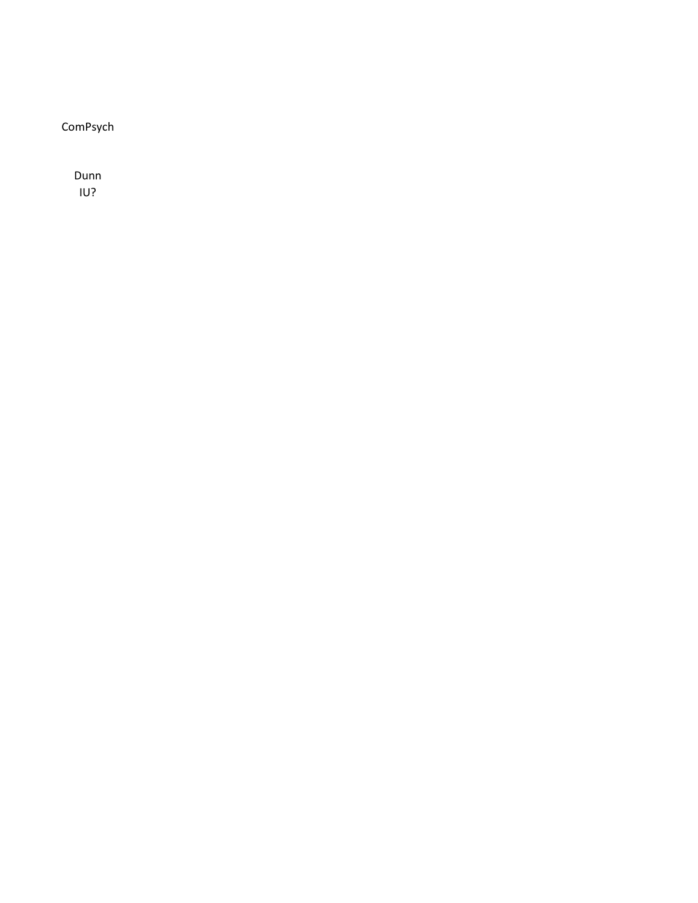ComPsych

Dunn
IU?